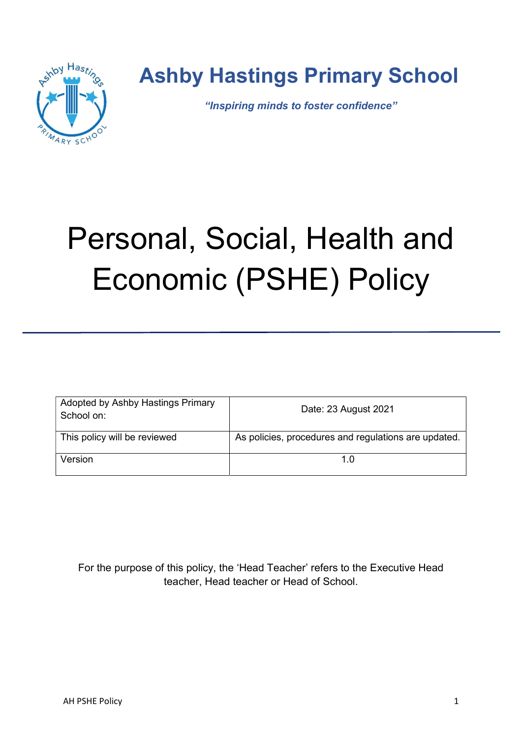# Ashby Hastings Primary School

***"Inspiring minds to foster confidence"***

# Personal, Social, Health and Economic (PSHE) Policy

| Adopted by Ashby Hastings Primary School on: | Date: 23 August 2021 |
|---|---|
| This policy will be reviewed | As policies, procedures and regulations are updated. |
| Version | 1.0 |

For the purpose of this policy, the 'Head Teacher' refers to the Executive Head teacher, Head teacher or Head of School.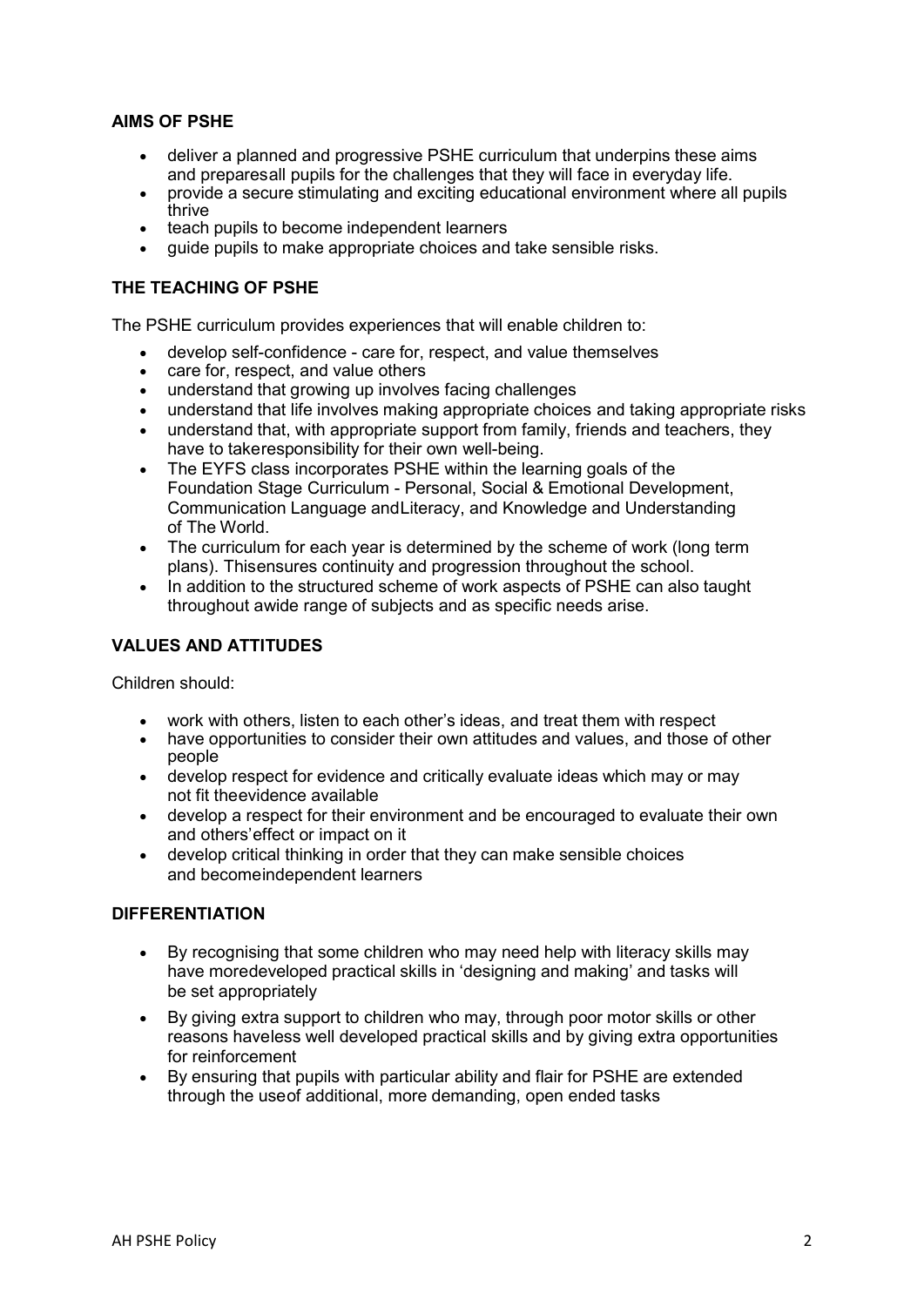## AIMS OF PSHE

- deliver a planned and progressive PSHE curriculum that underpins these aims and preparesall pupils for the challenges that they will face in everyday life.
- provide a secure stimulating and exciting educational environment where all pupils thrive
- teach pupils to become independent learners
- guide pupils to make appropriate choices and take sensible risks.

## THE TEACHING OF PSHE

The PSHE curriculum provides experiences that will enable children to:

- develop self-confidence - care for, respect, and value themselves
- care for, respect, and value others
- understand that growing up involves facing challenges
- understand that life involves making appropriate choices and taking appropriate risks
- understand that, with appropriate support from family, friends and teachers, they have to takeresponsibility for their own well-being.
- The EYFS class incorporates PSHE within the learning goals of the Foundation Stage Curriculum - Personal, Social & Emotional Development, Communication Language andLiteracy, and Knowledge and Understanding of The World.
- The curriculum for each year is determined by the scheme of work (long term plans). Thisensures continuity and progression throughout the school.
- In addition to the structured scheme of work aspects of PSHE can also taught throughout awide range of subjects and as specific needs arise.

## VALUES AND ATTITUDES

Children should:

- work with others, listen to each other's ideas, and treat them with respect
- have opportunities to consider their own attitudes and values, and those of other people
- develop respect for evidence and critically evaluate ideas which may or may not fit theevidence available
- develop a respect for their environment and be encouraged to evaluate their own and others'effect or impact on it
- develop critical thinking in order that they can make sensible choices and becomeindependent learners

## DIFFERENTIATION

- By recognising that some children who may need help with literacy skills may have moredeveloped practical skills in 'designing and making' and tasks will be set appropriately
- By giving extra support to children who may, through poor motor skills or other reasons haveless well developed practical skills and by giving extra opportunities for reinforcement
- By ensuring that pupils with particular ability and flair for PSHE are extended through the useof additional, more demanding, open ended tasks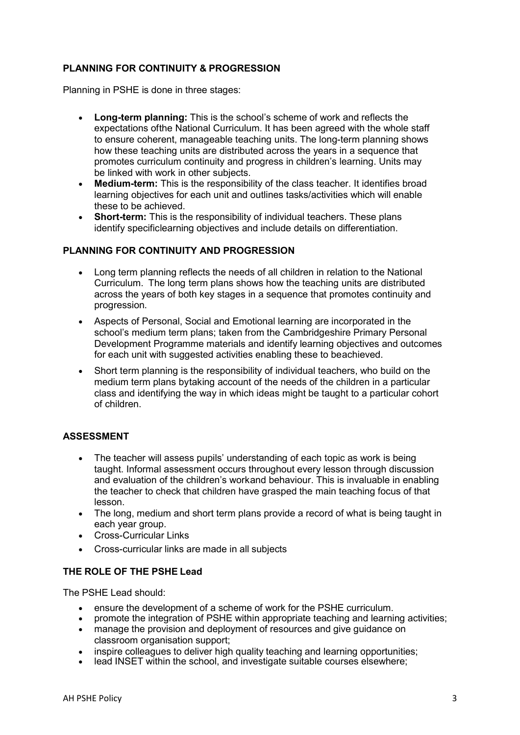## PLANNING FOR CONTINUITY & PROGRESSION

Planning in PSHE is done in three stages:

- **Long-term planning:** This is the school's scheme of work and reflects the expectations ofthe National Curriculum. It has been agreed with the whole staff to ensure coherent, manageable teaching units. The long-term planning shows how these teaching units are distributed across the years in a sequence that promotes curriculum continuity and progress in children's learning. Units may be linked with work in other subjects.
- **Medium-term:** This is the responsibility of the class teacher. It identifies broad learning objectives for each unit and outlines tasks/activities which will enable these to be achieved.
- **Short-term:** This is the responsibility of individual teachers. These plans identify specificlearning objectives and include details on differentiation.

## PLANNING FOR CONTINUITY AND PROGRESSION

- Long term planning reflects the needs of all children in relation to the National Curriculum. The long term plans shows how the teaching units are distributed across the years of both key stages in a sequence that promotes continuity and progression.
- Aspects of Personal, Social and Emotional learning are incorporated in the school's medium term plans; taken from the Cambridgeshire Primary Personal Development Programme materials and identify learning objectives and outcomes for each unit with suggested activities enabling these to beachieved.
- Short term planning is the responsibility of individual teachers, who build on the medium term plans bytaking account of the needs of the children in a particular class and identifying the way in which ideas might be taught to a particular cohort of children.

## ASSESSMENT

- The teacher will assess pupils' understanding of each topic as work is being taught. Informal assessment occurs throughout every lesson through discussion and evaluation of the children's workand behaviour. This is invaluable in enabling the teacher to check that children have grasped the main teaching focus of that lesson.
- The long, medium and short term plans provide a record of what is being taught in each year group.
- Cross-Curricular Links
- Cross-curricular links are made in all subjects

## THE ROLE OF THE PSHE Lead

The PSHE Lead should:

- ensure the development of a scheme of work for the PSHE curriculum.
- promote the integration of PSHE within appropriate teaching and learning activities;
- manage the provision and deployment of resources and give guidance on classroom organisation support;
- inspire colleagues to deliver high quality teaching and learning opportunities;
- lead INSET within the school, and investigate suitable courses elsewhere;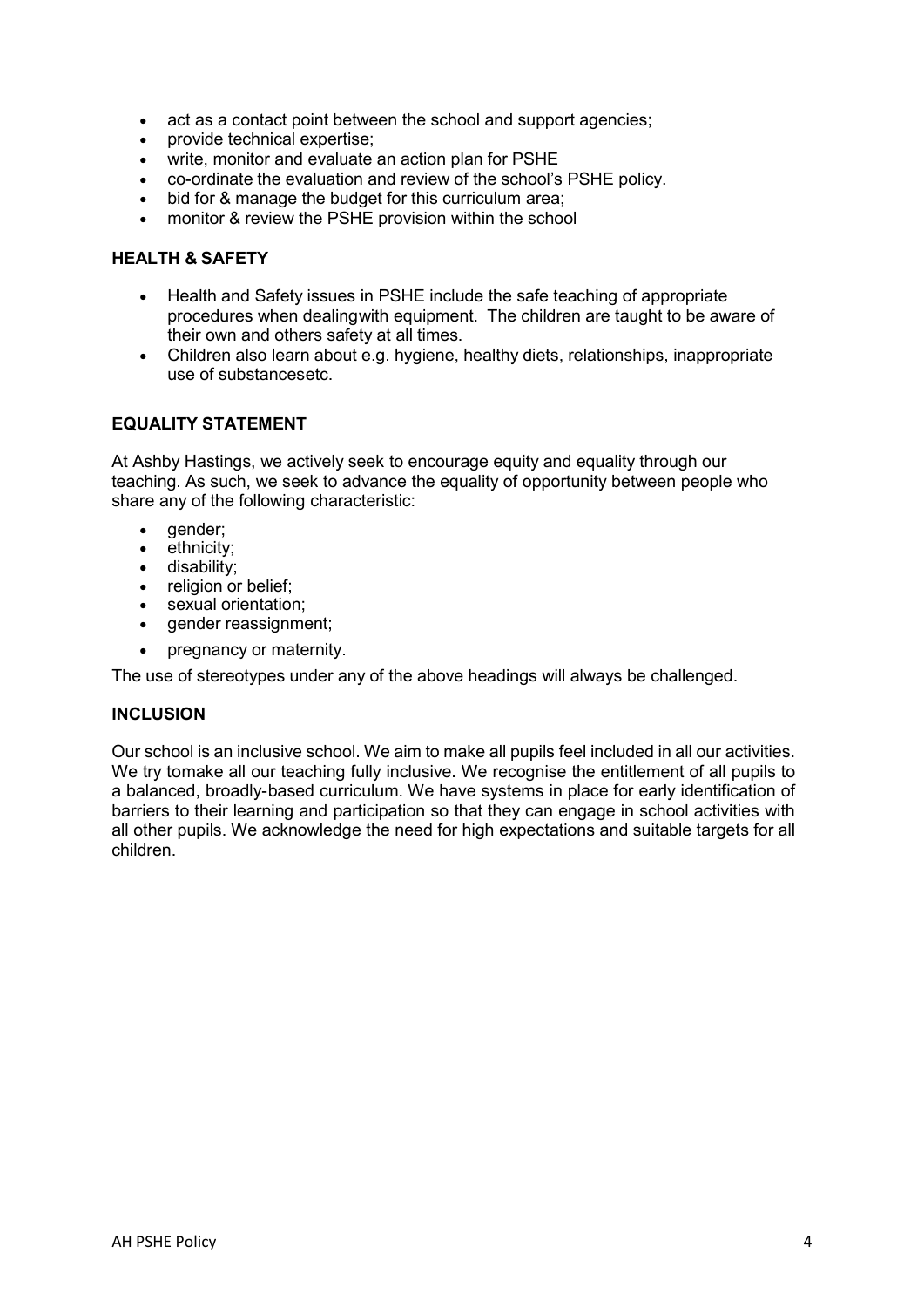- act as a contact point between the school and support agencies;
- provide technical expertise;
- write, monitor and evaluate an action plan for PSHE
- co-ordinate the evaluation and review of the school's PSHE policy.
- bid for & manage the budget for this curriculum area;
- monitor & review the PSHE provision within the school

## HEALTH & SAFETY

- Health and Safety issues in PSHE include the safe teaching of appropriate procedures when dealingwith equipment. The children are taught to be aware of their own and others safety at all times.
- Children also learn about e.g. hygiene, healthy diets, relationships, inappropriate use of substancesetc.

## EQUALITY STATEMENT

At Ashby Hastings, we actively seek to encourage equity and equality through our teaching. As such, we seek to advance the equality of opportunity between people who share any of the following characteristic:

- gender;
- ethnicity;
- disability;
- religion or belief;
- sexual orientation;
- gender reassignment;
- pregnancy or maternity.

The use of stereotypes under any of the above headings will always be challenged.

## INCLUSION

Our school is an inclusive school. We aim to make all pupils feel included in all our activities. We try tomake all our teaching fully inclusive. We recognise the entitlement of all pupils to a balanced, broadly-based curriculum. We have systems in place for early identification of barriers to their learning and participation so that they can engage in school activities with all other pupils. We acknowledge the need for high expectations and suitable targets for all children.